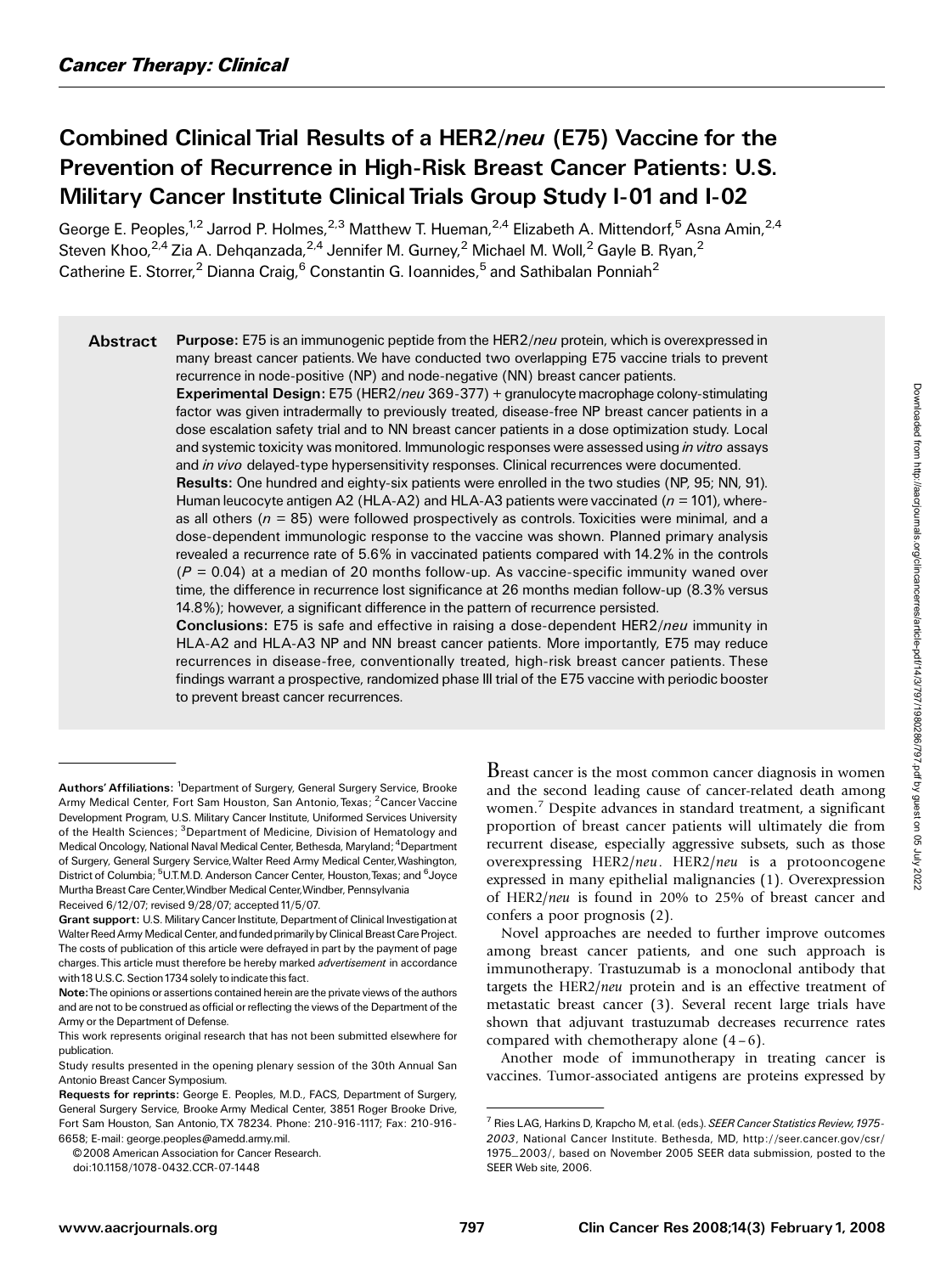*Cancer Therapy: Clinical*

# Combined Clinical Trial Results of a HER2/*neu* (E75) Vaccine for the Prevention of Recurrence in High-Risk Breast Cancer Patients: U.S. Military Cancer Institute Clinical Trials Group Study I-01 and I-02

George E. Peoples,[1,2] Jarrod P. Holmes,[2,3] Matthew T. Hueman,[2,4] Elizabeth A. Mittendorf,[5] Asna Amin,[2,4] Steven Khoo,[2,4] Zia A. Dehqanzada,[2,4] Jennifer M. Gurney,[2] Michael M. Woll,[2] Gayle B. Ryan,[2] Catherine E. Storrer,[2] Dianna Craig,[6] Constantin G. Ioannides,[5] and Sathibalan Ponniah[2]

**Abstract**

**Purpose:** E75 is an immunogenic peptide from the HER2/*neu* protein, which is overexpressed in many breast cancer patients. We have conducted two overlapping E75 vaccine trials to prevent recurrence in node-positive (NP) and node-negative (NN) breast cancer patients.

**Experimental Design:** E75 (HER2/*neu* 369-377) + granulocyte macrophage colony-stimulating factor was given intradermally to previously treated, disease-free NP breast cancer patients in a dose escalation safety trial and to NN breast cancer patients in a dose optimization study. Local and systemic toxicity was monitored. Immunologic responses were assessed using *in vitro* assays and *in vivo* delayed-type hypersensitivity responses. Clinical recurrences were documented.

**Results:** One hundred and eighty-six patients were enrolled in the two studies (NP, 95; NN, 91). Human leucocyte antigen A2 (HLA-A2) and HLA-A3 patients were vaccinated ($n$ = 101), whereas all others ($n$ = 85) were followed prospectively as controls. Toxicities were minimal, and a dose-dependent immunologic response to the vaccine was shown. Planned primary analysis revealed a recurrence rate of 5.6% in vaccinated patients compared with 14.2% in the controls ($P$ = 0.04) at a median of 20 months follow-up. As vaccine-specific immunity waned over time, the difference in recurrence lost significance at 26 months median follow-up (8.3% versus 14.8%); however, a significant difference in the pattern of recurrence persisted.

**Conclusions:** E75 is safe and effective in raising a dose-dependent HER2/*neu* immunity in HLA-A2 and HLA-A3 NP and NN breast cancer patients. More importantly, E75 may reduce recurrences in disease-free, conventionally treated, high-risk breast cancer patients. These findings warrant a prospective, randomized phase III trial of the E75 vaccine with periodic booster to prevent breast cancer recurrences.

Breast cancer is the most common cancer diagnosis in women and the second leading cause of cancer-related death among women.[7] Despite advances in standard treatment, a significant proportion of breast cancer patients will ultimately die from recurrent disease, especially aggressive subsets, such as those overexpressing HER2/*neu*. HER2/*neu* is a protooncogene expressed in many epithelial malignancies (1). Overexpression of HER2/*neu* is found in 20% to 25% of breast cancer and confers a poor prognosis (2).

Novel approaches are needed to further improve outcomes among breast cancer patients, and one such approach is immunotherapy. Trastuzumab is a monoclonal antibody that targets the HER2/*neu* protein and is an effective treatment of metastatic breast cancer (3). Several recent large trials have shown that adjuvant trastuzumab decreases recurrence rates compared with chemotherapy alone (4–6).

Another mode of immunotherapy in treating cancer is vaccines. Tumor-associated antigens are proteins expressed by

---

**Authors' Affiliations:** [1]Department of Surgery, General Surgery Service, Brooke Army Medical Center, Fort Sam Houston, San Antonio, Texas; [2]Cancer Vaccine Development Program, U.S. Military Cancer Institute, Uniformed Services University of the Health Sciences; [3]Department of Medicine, Division of Hematology and Medical Oncology, National Naval Medical Center, Bethesda, Maryland; [4]Department of Surgery, General Surgery Service, Walter Reed Army Medical Center, Washington, District of Columbia; [5]U.T.M.D. Anderson Cancer Center, Houston, Texas; and [6]Joyce Murtha Breast Care Center, Windber Medical Center, Windber, Pennsylvania

Received 6/12/07; revised 9/28/07; accepted 11/5/07.

**Grant support:** U.S. Military Cancer Institute, Department of Clinical Investigation at Walter Reed Army Medical Center, and funded primarily by Clinical Breast Care Project.

The costs of publication of this article were defrayed in part by the payment of page charges. This article must therefore be hereby marked *advertisement* in accordance with 18 U.S.C. Section 1734 solely to indicate this fact.

**Note:** The opinions or assertions contained herein are the private views of the authors and are not to be construed as official or reflecting the views of the Department of the Army or the Department of Defense.

This work represents original research that has not been submitted elsewhere for publication.

Study results presented in the opening plenary session of the 30th Annual San Antonio Breast Cancer Symposium.

**Requests for reprints:** George E. Peoples, M.D., FACS, Department of Surgery, General Surgery Service, Brooke Army Medical Center, 3851 Roger Brooke Drive, Fort Sam Houston, San Antonio, TX 78234. Phone: 210-916-1117; Fax: 210-916-6658; E-mail: george.peoples@amedd.army.mil.

©2008 American Association for Cancer Research.

doi:10.1158/1078-0432.CCR-07-1448

[7] Ries LAG, Harkins D, Krapcho M, et al. (eds.). *SEER Cancer Statistics Review, 1975-2003*, National Cancer Institute. Bethesda, MD, http://seer.cancer.gov/csr/1975_2003/, based on November 2005 SEER data submission, posted to the SEER Web site, 2006.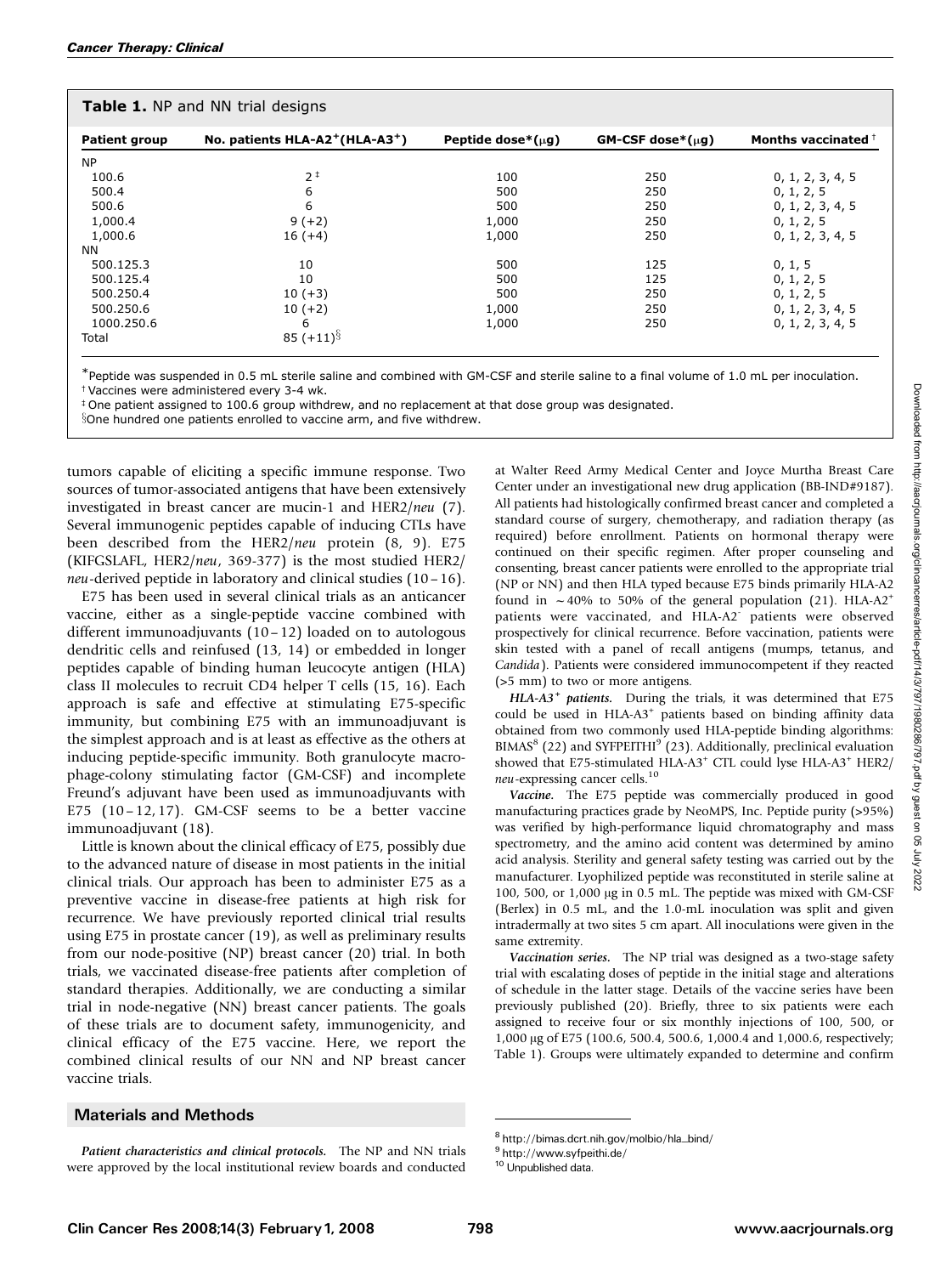**Table 1.** NP and NN trial designs

| Patient group | No. patients HLA-A2+(HLA-A3+) | Peptide dose* (μg) | GM-CSF dose* (μg) | Months vaccinated† |
|---|---|---|---|---|
| NP | | | | |
| 100.6 | 2‡ | 100 | 250 | 0, 1, 2, 3, 4, 5 |
| 500.4 | 6 | 500 | 250 | 0, 1, 2, 5 |
| 500.6 | 6 | 500 | 250 | 0, 1, 2, 3, 4, 5 |
| 1,000.4 | 9 (+2) | 1,000 | 250 | 0, 1, 2, 5 |
| 1,000.6 | 16 (+4) | 1,000 | 250 | 0, 1, 2, 3, 4, 5 |
| NN | | | | |
| 500.125.3 | 10 | 500 | 125 | 0, 1, 5 |
| 500.125.4 | 10 | 500 | 125 | 0, 1, 2, 5 |
| 500.250.4 | 10 (+3) | 500 | 250 | 0, 1, 2, 5 |
| 500.250.6 | 10 (+2) | 1,000 | 250 | 0, 1, 2, 3, 4, 5 |
| 1000.250.6 | 6 | 1,000 | 250 | 0, 1, 2, 3, 4, 5 |
| Total | 85 (+11)§ | | | |

*Peptide was suspended in 0.5 mL sterile saline and combined with GM-CSF and sterile saline to a final volume of 1.0 mL per inoculation.
†Vaccines were administered every 3-4 wk.
‡One patient assigned to 100.6 group withdrew, and no replacement at that dose group was designated.
§One hundred one patients enrolled to vaccine arm, and five withdrew.

tumors capable of eliciting a specific immune response. Two sources of tumor-associated antigens that have been extensively investigated in breast cancer are mucin-1 and HER2/*neu* (7). Several immunogenic peptides capable of inducing CTLs have been described from the HER2/*neu* protein (8, 9). E75 (KIFGSLAFL, HER2/*neu*, 369-377) is the most studied HER2/*neu*-derived peptide in laboratory and clinical studies (10–16).

E75 has been used in several clinical trials as an anticancer vaccine, either as a single-peptide vaccine combined with different immunoadjuvants (10–12) loaded on to autologous dendritic cells and reinfused (13, 14) or embedded in longer peptides capable of binding human leucocyte antigen (HLA) class II molecules to recruit CD4 helper T cells (15, 16). Each approach is safe and effective at stimulating E75-specific immunity, but combining E75 with an immunoadjuvant is the simplest approach and is at least as effective as the others at inducing peptide-specific immunity. Both granulocyte macrophage-colony stimulating factor (GM-CSF) and incomplete Freund's adjuvant have been used as immunoadjuvants with E75 (10–12, 17). GM-CSF seems to be a better vaccine immunoadjuvant (18).

Little is known about the clinical efficacy of E75, possibly due to the advanced nature of disease in most patients in the initial clinical trials. Our approach has been to administer E75 as a preventive vaccine in disease-free patients at high risk for recurrence. We have previously reported clinical trial results using E75 in prostate cancer (19), as well as preliminary results from our node-positive (NP) breast cancer (20) trial. In both trials, we vaccinated disease-free patients after completion of standard therapies. Additionally, we are conducting a similar trial in node-negative (NN) breast cancer patients. The goals of these trials are to document safety, immunogenicity, and clinical efficacy of the E75 vaccine. Here, we report the combined clinical results of our NN and NP breast cancer vaccine trials.

## Materials and Methods

***Patient characteristics and clinical protocols.*** The NP and NN trials were approved by the local institutional review boards and conducted at Walter Reed Army Medical Center and Joyce Murtha Breast Care Center under an investigational new drug application (BB-IND#9187). All patients had histologically confirmed breast cancer and completed a standard course of surgery, chemotherapy, and radiation therapy (as required) before enrollment. Patients on hormonal therapy were continued on their specific regimen. After proper counseling and consenting, breast cancer patients were enrolled to the appropriate trial (NP or NN) and then HLA typed because E75 binds primarily HLA-A2 found in ~40% to 50% of the general population (21). HLA-A2+ patients were vaccinated, and HLA-A2- patients were observed prospectively for clinical recurrence. Before vaccination, patients were skin tested with a panel of recall antigens (mumps, tetanus, and *Candida*). Patients were considered immunocompetent if they reacted (>5 mm) to two or more antigens.

***HLA-A3+ patients.*** During the trials, it was determined that E75 could be used in HLA-A3+ patients based on binding affinity data obtained from two commonly used HLA-peptide binding algorithms: BIMAS[8] (22) and SYFPEITHI[9] (23). Additionally, preclinical evaluation showed that E75-stimulated HLA-A3+ CTL could lyse HLA-A3+ HER2/*neu*-expressing cancer cells.[10]

***Vaccine.*** The E75 peptide was commercially produced in good manufacturing practices grade by NeoMPS, Inc. Peptide purity (>95%) was verified by high-performance liquid chromatography and mass spectrometry, and the amino acid content was determined by amino acid analysis. Sterility and general safety testing was carried out by the manufacturer. Lyophilized peptide was reconstituted in sterile saline at 100, 500, or 1,000 μg in 0.5 mL. The peptide was mixed with GM-CSF (Berlex) in 0.5 mL, and the 1.0-mL inoculation was split and given intradermally at two sites 5 cm apart. All inoculations were given in the same extremity.

***Vaccination series.*** The NP trial was designed as a two-stage safety trial with escalating doses of peptide in the initial stage and alterations of schedule in the latter stage. Details of the vaccine series have been previously published (20). Briefly, three to six patients were each assigned to receive four or six monthly injections of 100, 500, or 1,000 μg of E75 (100.6, 500.4, 500.6, 1,000.4 and 1,000.6, respectively; Table 1). Groups were ultimately expanded to determine and confirm

[8] http://bimas.dcrt.nih.gov/molbio/hla_bind/
[9] http://www.syfpeithi.de/
[10] Unpublished data.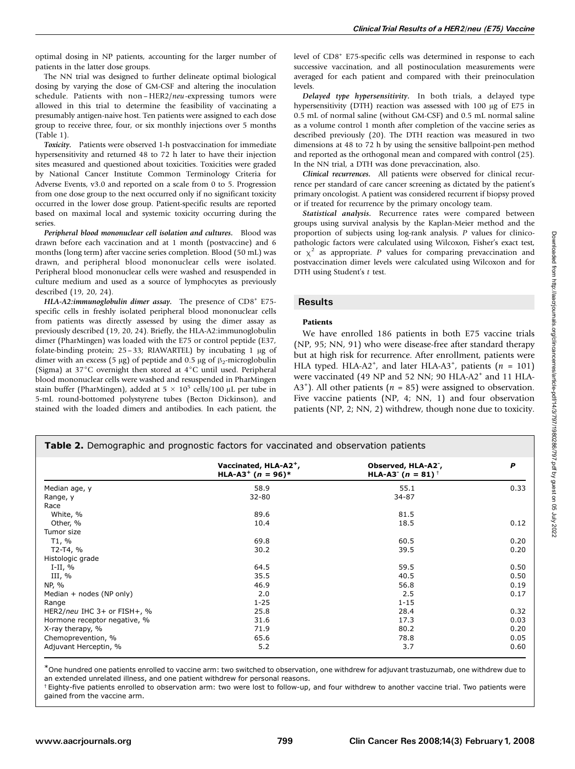optimal dosing in NP patients, accounting for the larger number of patients in the latter dose groups.

The NN trial was designed to further delineate optimal biological dosing by varying the dose of GM-CSF and altering the inoculation schedule. Patients with non–HER2/*neu*-expressing tumors were allowed in this trial to determine the feasibility of vaccinating a presumably antigen-naive host. Ten patients were assigned to each dose group to receive three, four, or six monthly injections over 5 months (Table 1).

***Toxicity.*** Patients were observed 1-h postvaccination for immediate hypersensitivity and returned 48 to 72 h later to have their injection sites measured and questioned about toxicities. Toxicities were graded by National Cancer Institute Common Terminology Criteria for Adverse Events, v3.0 and reported on a scale from 0 to 5. Progression from one dose group to the next occurred only if no significant toxicity occurred in the lower dose group. Patient-specific results are reported based on maximal local and systemic toxicity occurring during the series.

***Peripheral blood mononuclear cell isolation and cultures.*** Blood was drawn before each vaccination and at 1 month (postvaccine) and 6 months (long term) after vaccine series completion. Blood (50 mL) was drawn, and peripheral blood mononuclear cells were isolated. Peripheral blood mononuclear cells were washed and resuspended in culture medium and used as a source of lymphocytes as previously described (19, 20, 24).

***HLA-A2:immunoglobulin dimer assay.*** The presence of $CD8^+$ E75-specific cells in freshly isolated peripheral blood mononuclear cells from patients was directly assessed by using the dimer assay as previously described (19, 20, 24). Briefly, the HLA-A2:immunoglobulin dimer (PharMingen) was loaded with the E75 or control peptide (E37, folate-binding protein; 25–33; RIAWARTEL) by incubating 1 μg of dimer with an excess (5 μg) of peptide and 0.5 μg of $\beta_2$-microglobulin (Sigma) at 37°C overnight then stored at 4°C until used. Peripheral blood mononuclear cells were washed and resuspended in PharMingen stain buffer (PharMingen), added at $5 \times 10^5$ cells/100 μL per tube in 5-mL round-bottomed polystyrene tubes (Becton Dickinson), and stained with the loaded dimers and antibodies. In each patient, the level of $CD8^+$ E75-specific cells was determined in response to each successive vaccination, and all postinoculation measurements were averaged for each patient and compared with their preinoculation levels.

***Delayed type hypersensitivity.*** In both trials, a delayed type hypersensitivity (DTH) reaction was assessed with 100 μg of E75 in 0.5 mL of normal saline (without GM-CSF) and 0.5 mL normal saline as a volume control 1 month after completion of the vaccine series as described previously (20). The DTH reaction was measured in two dimensions at 48 to 72 h by using the sensitive ballpoint-pen method and reported as the orthogonal mean and compared with control (25). In the NN trial, a DTH was done prevaccination, also.

***Clinical recurrences.*** All patients were observed for clinical recurrence per standard of care cancer screening as dictated by the patient's primary oncologist. A patient was considered recurrent if biopsy proved or if treated for recurrence by the primary oncology team.

***Statistical analysis.*** Recurrence rates were compared between groups using survival analysis by the Kaplan-Meier method and the proportion of subjects using log-rank analysis. *P* values for clinicopathologic factors were calculated using Wilcoxon, Fisher's exact test, or $\chi^2$ as appropriate. *P* values for comparing prevaccination and postvaccination dimer levels were calculated using Wilcoxon and for DTH using Student's *t* test.

## Results

### Patients

We have enrolled 186 patients in both E75 vaccine trials (NP, 95; NN, 91) who were disease-free after standard therapy but at high risk for recurrence. After enrollment, patients were HLA typed. HLA-$A2^+$, and later HLA-$A3^+$, patients ($n$ = 101) were vaccinated (49 NP and 52 NN; 90 HLA-$A2^+$ and 11 HLA-$A3^+$). All other patients ($n$ = 85) were assigned to observation. Five vaccine patients (NP, 4; NN, 1) and four observation patients (NP, 2; NN, 2) withdrew, though none due to toxicity.

**Table 2.** Demographic and prognostic factors for vaccinated and observation patients

| | Vaccinated, HLA-$A2^+$, HLA-$A3^+$ ($n$ = 96)* | Observed, HLA-$A2^-$, HLA-$A3^-$ ($n$ = 81)[†] | *P* |
|---|---|---|---|
| Median age, y | 58.9 | 55.1 | 0.33 |
| Range, y | 32-80 | 34-87 | |
| Race | | | |
| White, % | 89.6 | 81.5 | |
| Other, % | 10.4 | 18.5 | 0.12 |
| Tumor size | | | |
| T1, % | 69.8 | 60.5 | 0.20 |
| T2-T4, % | 30.2 | 39.5 | 0.20 |
| Histologic grade | | | |
| I-II, % | 64.5 | 59.5 | 0.50 |
| III, % | 35.5 | 40.5 | 0.50 |
| NP, % | 46.9 | 56.8 | 0.19 |
| Median + nodes (NP only) | 2.0 | 2.5 | 0.17 |
| Range | 1-25 | 1-15 | |
| HER2/*neu* IHC 3+ or FISH+, % | 25.8 | 28.4 | 0.32 |
| Hormone receptor negative, % | 31.6 | 17.3 | 0.03 |
| X-ray therapy, % | 71.9 | 80.2 | 0.20 |
| Chemoprevention, % | 65.6 | 78.8 | 0.05 |
| Adjuvant Herceptin, % | 5.2 | 3.7 | 0.60 |

*One hundred one patients enrolled to vaccine arm: two switched to observation, one withdrew for adjuvant trastuzumab, one withdrew due to an extended unrelated illness, and one patient withdrew for personal reasons.

[†] Eighty-five patients enrolled to observation arm: two were lost to follow-up, and four withdrew to another vaccine trial. Two patients were gained from the vaccine arm.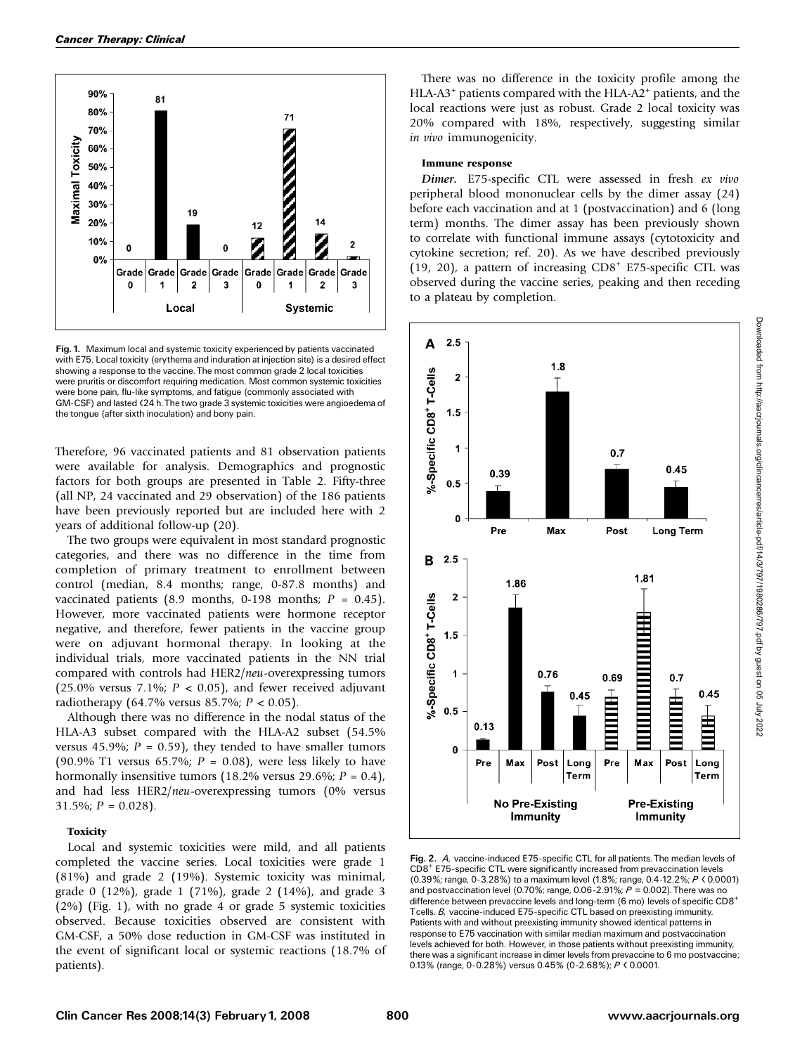Fig. 1. Maximum local and systemic toxicity experienced by patients vaccinated with E75. Local toxicity (erythema and induration at injection site) is a desired effect showing a response to the vaccine. The most common grade 2 local toxicities were pruritis or discomfort requiring medication. Most common systemic toxicities were bone pain, flu-like symptoms, and fatigue (commonly associated with GM-CSF) and lasted <24 h. The two grade 3 systemic toxicities were angioedema of the tongue (after sixth inoculation) and bony pain.

Therefore, 96 vaccinated patients and 81 observation patients were available for analysis. Demographics and prognostic factors for both groups are presented in Table 2. Fifty-three (all NP, 24 vaccinated and 29 observation) of the 186 patients have been previously reported but are included here with 2 years of additional follow-up (20).

The two groups were equivalent in most standard prognostic categories, and there was no difference in the time from completion of primary treatment to enrollment between control (median, 8.4 months; range, 0-87.8 months) and vaccinated patients (8.9 months, 0-198 months; $P = 0.45$). However, more vaccinated patients were hormone receptor negative, and therefore, fewer patients in the vaccine group were on adjuvant hormonal therapy. In looking at the individual trials, more vaccinated patients in the NN trial compared with controls had HER2/*neu*-overexpressing tumors (25.0% versus 7.1%; $P < 0.05$), and fewer received adjuvant radiotherapy (64.7% versus 85.7%; $P < 0.05$).

Although there was no difference in the nodal status of the HLA-A3 subset compared with the HLA-A2 subset (54.5% versus 45.9%; $P = 0.59$), they tended to have smaller tumors (90.9% T1 versus 65.7%; $P = 0.08$), were less likely to have hormonally insensitive tumors (18.2% versus 29.6%; $P = 0.4$), and had less HER2/*neu*-overexpressing tumors (0% versus 31.5%; $P = 0.028$).

#### Toxicity

Local and systemic toxicities were mild, and all patients completed the vaccine series. Local toxicities were grade 1 (81%) and grade 2 (19%). Systemic toxicity was minimal, grade 0 (12%), grade 1 (71%), grade 2 (14%), and grade 3 (2%) (Fig. 1), with no grade 4 or grade 5 systemic toxicities observed. Because toxicities observed are consistent with GM-CSF, a 50% dose reduction in GM-CSF was instituted in the event of significant local or systemic reactions (18.7% of patients).

There was no difference in the toxicity profile among the HLA-A3$^+$ patients compared with the HLA-A2$^+$ patients, and the local reactions were just as robust. Grade 2 local toxicity was 20% compared with 18%, respectively, suggesting similar *in vivo* immunogenicity.

#### Immune response

***Dimer.*** E75-specific CTL were assessed in fresh *ex vivo* peripheral blood mononuclear cells by the dimer assay (24) before each vaccination and at 1 (postvaccination) and 6 (long term) months. The dimer assay has been previously shown to correlate with functional immune assays (cytotoxicity and cytokine secretion; ref. 20). As we have described previously (19, 20), a pattern of increasing CD8$^+$ E75-specific CTL was observed during the vaccine series, peaking and then receding to a plateau by completion.

Fig. 2. *A*, vaccine-induced E75-specific CTL for all patients. The median levels of CD8$^+$ E75-specific CTL were significantly increased from prevaccination levels (0.39%; range, 0-3.28%) to a maximum level (1.8%; range, 0.4-12.2%; $P < 0.0001$) and postvaccination level (0.70%; range, 0.06-2.91%; $P = 0.002$). There was no difference between prevaccine levels and long-term (6 mo) levels of specific CD8$^+$ T cells. *B*, vaccine-induced E75-specific CTL based on preexisting immunity. Patients with and without preexisting immunity showed identical patterns in response to E75 vaccination with similar median maximum and postvaccination levels achieved for both. However, in those patients without preexisting immunity, there was a significant increase in dimer levels from prevaccine to 6 mo postvaccine; 0.13% (range, 0-0.28%) versus 0.45% (0-2.68%); $P < 0.0001$.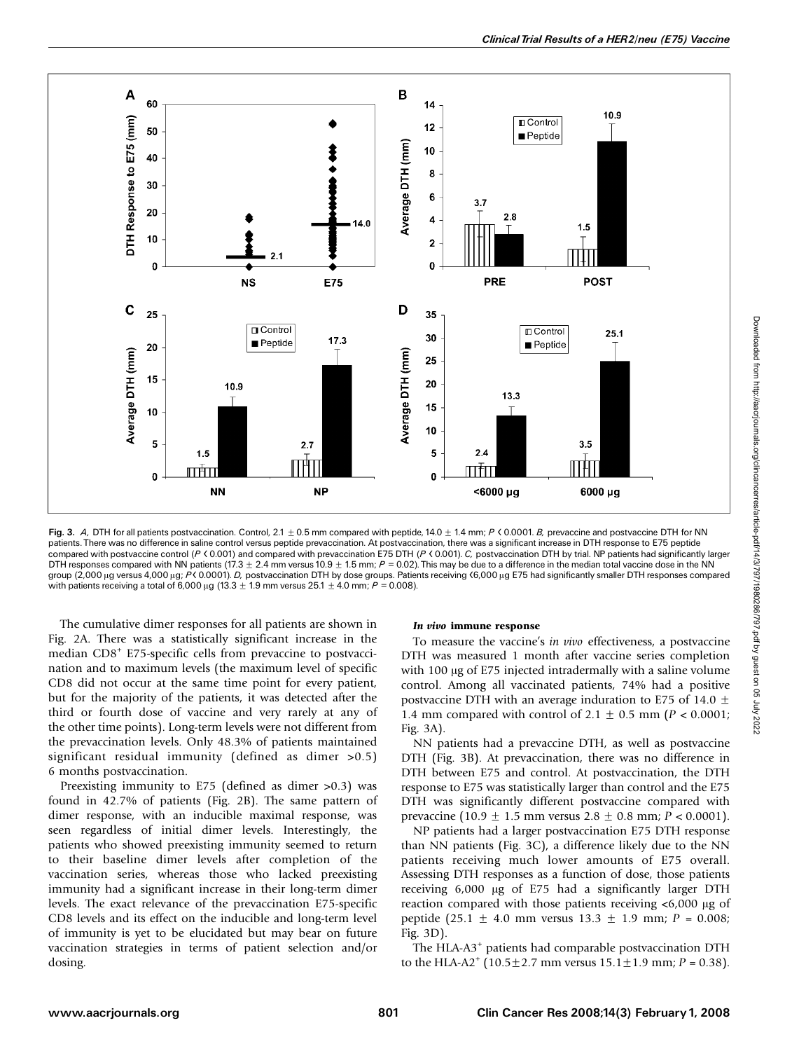Fig. 3. *A,* DTH for all patients postvaccination. Control, 2.1 ± 0.5 mm compared with peptide, 14.0 ± 1.4 mm; $P < 0.0001$. *B,* prevaccine and postvaccine DTH for NN patients. There was no difference in saline control versus peptide prevaccination. At postvaccination, there was a significant increase in DTH response to E75 peptide compared with postvaccine control ($P < 0.001$) and compared with prevaccination E75 DTH ($P < 0.001$). *C,* postvaccination DTH by trial. NP patients had significantly larger DTH responses compared with NN patients (17.3 ± 2.4 mm versus 10.9 ± 1.5 mm; $P = 0.02$). This may be due to a difference in the median total vaccine dose in the NN group (2,000 μg versus 4,000 μg; $P < 0.0001$). *D,* postvaccination DTH by dose groups. Patients receiving <6,000 μg E75 had significantly smaller DTH responses compared with patients receiving a total of 6,000 μg (13.3 ± 1.9 mm versus 25.1 ± 4.0 mm; $P = 0.008$).

The cumulative dimer responses for all patients are shown in Fig. 2A. There was a statistically significant increase in the median $CD8^+$ E75-specific cells from prevaccine to postvaccination and to maximum levels (the maximum level of specific CD8 did not occur at the same time point for every patient, but for the majority of the patients, it was detected after the third or fourth dose of vaccine and very rarely at any of the other time points). Long-term levels were not different from the prevaccination levels. Only 48.3% of patients maintained significant residual immunity (defined as dimer >0.5) 6 months postvaccination.

Preexisting immunity to E75 (defined as dimer >0.3) was found in 42.7% of patients (Fig. 2B). The same pattern of dimer response, with an inducible maximal response, was seen regardless of initial dimer levels. Interestingly, the patients who showed preexisting immunity seemed to return to their baseline dimer levels after completion of the vaccination series, whereas those who lacked preexisting immunity had a significant increase in their long-term dimer levels. The exact relevance of the prevaccination E75-specific CD8 levels and its effect on the inducible and long-term level of immunity is yet to be elucidated but may bear on future vaccination strategies in terms of patient selection and/or dosing.

#### *In vivo* immune response

To measure the vaccine's *in vivo* effectiveness, a postvaccine DTH was measured 1 month after vaccine series completion with 100 μg of E75 injected intradermally with a saline volume control. Among all vaccinated patients, 74% had a positive postvaccine DTH with an average induration to E75 of 14.0 ± 1.4 mm compared with control of 2.1 ± 0.5 mm ($P < 0.0001$; Fig. 3A).

NN patients had a prevaccine DTH, as well as postvaccine DTH (Fig. 3B). At prevaccination, there was no difference in DTH between E75 and control. At postvaccination, the DTH response to E75 was statistically larger than control and the E75 DTH was significantly different postvaccine compared with prevaccine (10.9 ± 1.5 mm versus 2.8 ± 0.8 mm; $P < 0.0001$).

NP patients had a larger postvaccination E75 DTH response than NN patients (Fig. 3C), a difference likely due to the NN patients receiving much lower amounts of E75 overall. Assessing DTH responses as a function of dose, those patients receiving 6,000 μg of E75 had a significantly larger DTH reaction compared with those patients receiving <6,000 μg of peptide (25.1 ± 4.0 mm versus 13.3 ± 1.9 mm; $P = 0.008$; Fig. 3D).

The $HLA\text{-}A3^+$ patients had comparable postvaccination DTH to the $HLA\text{-}A2^+$ (10.5±2.7 mm versus 15.1±1.9 mm; $P = 0.38$).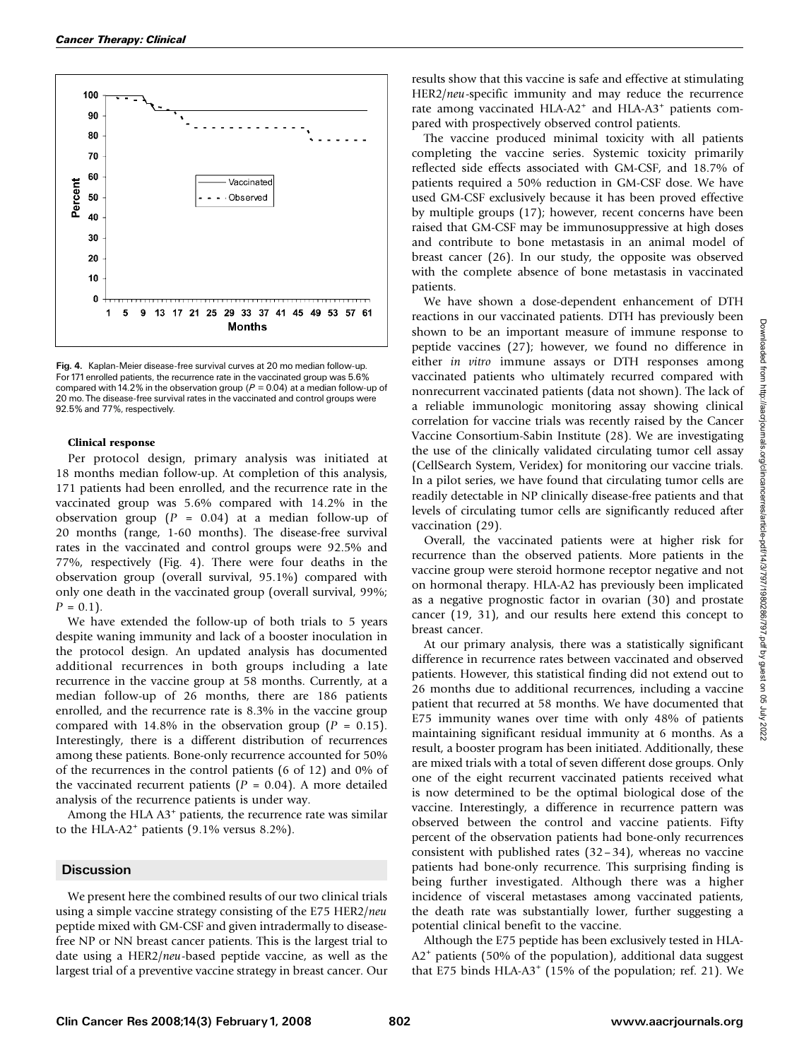**Fig. 4.** Kaplan-Meier disease-free survival curves at 20 mo median follow-up. For 171 enrolled patients, the recurrence rate in the vaccinated group was 5.6% compared with 14.2% in the observation group ($P = 0.04$) at a median follow-up of 20 mo. The disease-free survival rates in the vaccinated and control groups were 92.5% and 77%, respectively.

#### Clinical response

Per protocol design, primary analysis was initiated at 18 months median follow-up. At completion of this analysis, 171 patients had been enrolled, and the recurrence rate in the vaccinated group was 5.6% compared with 14.2% in the observation group ($P = 0.04$) at a median follow-up of 20 months (range, 1-60 months). The disease-free survival rates in the vaccinated and control groups were 92.5% and 77%, respectively (Fig. 4). There were four deaths in the observation group (overall survival, 95.1%) compared with only one death in the vaccinated group (overall survival, 99%; $P = 0.1$).

We have extended the follow-up of both trials to 5 years despite waning immunity and lack of a booster inoculation in the protocol design. An updated analysis has documented additional recurrences in both groups including a late recurrence in the vaccine group at 58 months. Currently, at a median follow-up of 26 months, there are 186 patients enrolled, and the recurrence rate is 8.3% in the vaccine group compared with 14.8% in the observation group ($P = 0.15$). Interestingly, there is a different distribution of recurrences among these patients. Bone-only recurrence accounted for 50% of the recurrences in the control patients (6 of 12) and 0% of the vaccinated recurrent patients ($P = 0.04$). A more detailed analysis of the recurrence patients is under way.

Among the HLA $A3^+$ patients, the recurrence rate was similar to the HLA-$A2^+$ patients (9.1% versus 8.2%).

## Discussion

We present here the combined results of our two clinical trials using a simple vaccine strategy consisting of the E75 HER2/*neu* peptide mixed with GM-CSF and given intradermally to disease-free NP or NN breast cancer patients. This is the largest trial to date using a HER2/*neu*-based peptide vaccine, as well as the largest trial of a preventive vaccine strategy in breast cancer. Our results show that this vaccine is safe and effective at stimulating HER2/*neu*-specific immunity and may reduce the recurrence rate among vaccinated HLA-$A2^+$ and HLA-$A3^+$ patients compared with prospectively observed control patients.

The vaccine produced minimal toxicity with all patients completing the vaccine series. Systemic toxicity primarily reflected side effects associated with GM-CSF, and 18.7% of patients required a 50% reduction in GM-CSF dose. We have used GM-CSF exclusively because it has been proved effective by multiple groups (17); however, recent concerns have been raised that GM-CSF may be immunosuppressive at high doses and contribute to bone metastasis in an animal model of breast cancer (26). In our study, the opposite was observed with the complete absence of bone metastasis in vaccinated patients.

We have shown a dose-dependent enhancement of DTH reactions in our vaccinated patients. DTH has previously been shown to be an important measure of immune response to peptide vaccines (27); however, we found no difference in either *in vitro* immune assays or DTH responses among vaccinated patients who ultimately recurred compared with nonrecurrent vaccinated patients (data not shown). The lack of a reliable immunologic monitoring assay showing clinical correlation for vaccine trials was recently raised by the Cancer Vaccine Consortium-Sabin Institute (28). We are investigating the use of the clinically validated circulating tumor cell assay (CellSearch System, Veridex) for monitoring our vaccine trials. In a pilot series, we have found that circulating tumor cells are readily detectable in NP clinically disease-free patients and that levels of circulating tumor cells are significantly reduced after vaccination (29).

Overall, the vaccinated patients were at higher risk for recurrence than the observed patients. More patients in the vaccine group were steroid hormone receptor negative and not on hormonal therapy. HLA-A2 has previously been implicated as a negative prognostic factor in ovarian (30) and prostate cancer (19, 31), and our results here extend this concept to breast cancer.

At our primary analysis, there was a statistically significant difference in recurrence rates between vaccinated and observed patients. However, this statistical finding did not extend out to 26 months due to additional recurrences, including a vaccine patient that recurred at 58 months. We have documented that E75 immunity wanes over time with only 48% of patients maintaining significant residual immunity at 6 months. As a result, a booster program has been initiated. Additionally, these are mixed trials with a total of seven different dose groups. Only one of the eight recurrent vaccinated patients received what is now determined to be the optimal biological dose of the vaccine. Interestingly, a difference in recurrence pattern was observed between the control and vaccine patients. Fifty percent of the observation patients had bone-only recurrences consistent with published rates (32–34), whereas no vaccine patients had bone-only recurrence. This surprising finding is being further investigated. Although there was a higher incidence of visceral metastases among vaccinated patients, the death rate was substantially lower, further suggesting a potential clinical benefit to the vaccine.

Although the E75 peptide has been exclusively tested in HLA-$A2^+$ patients (50% of the population), additional data suggest that E75 binds HLA-$A3^+$ (15% of the population; ref. 21). We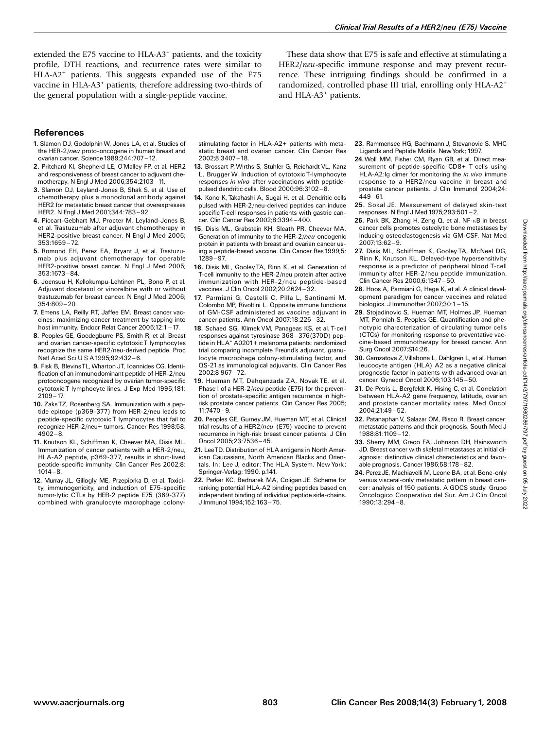extended the E75 vaccine to HLA-A3+ patients, and the toxicity profile, DTH reactions, and recurrence rates were similar to HLA-A2+ patients. This suggests expanded use of the E75 vaccine in HLA-A3+ patients, therefore addressing two-thirds of the general population with a single-peptide vaccine.

These data show that E75 is safe and effective at stimulating a HER2/*neu*-specific immune response and may prevent recurrence. These intriguing findings should be confirmed in a randomized, controlled phase III trial, enrolling only HLA-A2+ and HLA-A3+ patients.

## References

1. Slamon DJ, Godolphin W, Jones LA, et al. Studies of the HER-2/*neu* proto-oncogene in human breast and ovarian cancer. Science 1989;244:707–12.
2. Pritchard KI, Shepherd LE, O'Malley FP, et al. HER2 and responsiveness of breast cancer to adjuvant chemotherapy. N Engl J Med 2006;354:2103–11.
3. Slamon DJ, Leyland-Jones B, Shak S, et al. Use of chemotherapy plus a monoclonal antibody against HER2 for metastatic breast cancer that overexpresses HER2. N Engl J Med 2001;344:783–92.
4. Piccart-Gebhart MJ, Procter M, Leyland-Jones B, et al. Trastuzumab after adjuvant chemotherapy in HER2-positive breast cancer. N Engl J Med 2005; 353:1659–72.
5. Romond EH, Perez EA, Bryant J, et al. Trastuzumab plus adjuvant chemotherapy for operable HER2-positive breast cancer. N Engl J Med 2005; 353:1673–84.
6. Joensuu H, Kellokumpu-Lehtinen PL, Bono P, et al. Adjuvant docetaxol or vinorelbine with or without trastuzumab for breast cancer. N Engl J Med 2006; 354:809–20.
7. Emens LA, Reilly RT, Jaffee EM. Breast cancer vaccines: maximizing cancer treatment by tapping into host immunity. Endocr Relat Cancer 2005;12:1–17.
8. Peoples GE, Goedegburre PS, Smith R, et al. Breast and ovarian cancer-specific cytotoxic T lymphocytes recognize the same HER2/neu-derived peptide. Proc Natl Acad Sci U S A 1995;92:432–6.
9. Fisk B, Blevins TL, Wharton JT, Ioannides CG. Identification of an immunodominant peptide of HER-2/neu protooncogene recognized by ovarian tumor-specific cytotoxic T lymphocyte lines. J Exp Med 1995;181: 2109–17.
10. Zaks TZ, Rosenberg SA. Immunization with a peptide epitope (p369-377) from HER-2/neu leads to peptide-specific cytotoxic T lymphocytes that fail to recognize HER-2/neu+ tumors. Cancer Res 1998;58: 4902–8.
11. Knutson KL, Schiffman K, Cheever MA, Disis ML. Immunization of cancer patients with a HER-2/neu, HLA-A2 peptide, p369-377, results in short-lived peptide-specific immunity. Clin Cancer Res 2002;8: 1014–8.
12. Murray JL, Gillogly ME, Przepiorka D, et al. Toxicity, immunogenicity, and induction of E75-specific tumor-lytic CTLs by HER-2 peptide E75 (369-377) combined with granulocyte macrophage colony-stimulating factor in HLA-A2+ patients with metastatic breast and ovarian cancer. Clin Cancer Res 2002;8:3407–18.
13. Brossart P, Wirths S, Stuhler G, Reichardt VL, Kanz L, Brugger W. Induction of cytotoxic T-lymphocyte responses *in vivo* after vaccinations with peptide-pulsed dendritic cells. Blood 2000;96:3102–8.
14. Kono K, Takahashi A, Sugai H, et al. Dendritic cells pulsed with HER-2/neu-derived peptides can induce specific T-cell responses in patients with gastric cancer. Clin Cancer Res 2002;8:3394–400.
15. Disis ML, Grabstein KH, Sleath PR, Cheever MA. Generation of immunity to the HER-2/*neu* oncogenic protein in patients with breast and ovarian cancer using a peptide-based vaccine. Clin Cancer Res 1999;5: 1289–97.
16. Disis ML, Gooley TA, Rinn K, et al. Generation of T-cell immunity to the HER-2/*neu* protein after active immunization with HER-2/neu peptide-based vaccines. J Clin Oncol 2002;20:2624–32.
17. Parmiani G, Castelli C, Pilla L, Santinami M, Colombo MP, Rivoltini L. Opposite immune functions of GM-CSF administered as vaccine adjuvant in cancer patients. Ann Oncol 2007;18:226–32.
18. Schaed SG, Klimek VM, Panageas KS, et al. T-cell responses against tyrosinase 368–376(370D) peptide in HLA+ A0201+ melanoma patients: randomized trial comparing incomplete Freund's adjuvant, granulocyte macrophage colony-stimulating factor, and QS-21 as immunological adjuvants. Clin Cancer Res 2002;8:967–72.
19. Hueman MT, Dehqanzada ZA, Novak TE, et al. Phase I of a HER-2/*neu* peptide (E75) for the prevention of prostate-specific antigen recurrence in high-risk prostate cancer patients. Clin Cancer Res 2005; 11:7470–9.
20. Peoples GE, Gurney JM, Hueman MT, et al. Clinical trial results of a HER2/*neu* (E75) vaccine to prevent recurrence in high-risk breast cancer patients. J Clin Oncol 2005;23:7536–45.
21. Lee TD. Distribution of HLA antigens in North American Caucasians, North American Blacks and Orientals. In: Lee J, editor: The HLA System. New York: Springer-Verlag; 1990. p.141.
22. Parker KC, Bednarek MA, Coligan JE. Scheme for ranking potential HLA-A2 binding peptides based on independent binding of individual peptide side-chains. J Immunol 1994;152:163–75.
23. Rammensee HG, Bachmann J, Stevanovic S. MHC Ligands and Peptide Motifs. New York; 1997.
24. Woll MM, Fisher CM, Ryan GB, et al. Direct measurement of peptide-specific CD8+ T cells using HLA-A2:Ig dimer for monitoring the *in vivo* immune response to a HER2/neu vaccine in breast and prostate cancer patients. J Clin Immunol 2004;24: 449–61.
25. Sokal JE. Measurement of delayed skin-test responses. N Engl J Med 1975;293:501–2.
26. Park BK, Zhang H, Zeng Q, et al. NF-κB in breast cancer cells promotes osteolytic bone metastases by inducing osteoclastogenesis via GM-CSF. Nat Med 2007;13:62–9.
27. Disis ML, Schiffman K, Gooley TA, McNeel DG, Rinn K, Knutson KL. Delayed-type hypersensitivity response is a predictor of peripheral blood T-cell immunity after HER-2/neu peptide immunization. Clin Cancer Res 2000;6:1347–50.
28. Hoos A, Parmiani G, Hege K, et al. A clinical development paradigm for cancer vaccines and related biologics. J Immunother 2007;30:1–15.
29. Stojadinovic S, Hueman MT, Holmes JP, Hueman MT, Ponniah S, Peoples GE. Quantification and phenotypic characterization of circulating tumor cells (CTCs) for monitoring response to preventative vaccine-based immunotherapy for breast cancer. Ann Surg Oncol 2007;S14:26.
30. Gamzatova Z, Villabona L, Dahlgren L, et al. Human leucocyte antigen (HLA) A2 as a negative clinical prognostic factor in patients with advanced ovarian cancer. Gynecol Oncol 2006;103:145–50.
31. De Petris L, Bergfeldt K, Hising C, et al. Correlation between HLA-A2 gene frequency, latitude, ovarian and prostate cancer mortality rates. Med Oncol 2004;21:49–52.
32. Patanaphan V, Salazar OM, Risco R. Breast cancer: metastatic patterns and their prognosis. South Med J 1988;81:1109–12.
33. Sherry MM, Greco FA, Johnson DH, Hainsworth JD. Breast cancer with skeletal metastases at initial diagnosis: distinctive clinical characteristics and favorable prognosis. Cancer 1986;58:178–82.
34. Perez JE, Machiavelli M, Leone BA, et al. Bone-only versus visceral-only metastatic pattern in breast cancer: analysis of 150 patients. A GOCS study. Grupo Oncologico Cooperativo del Sur. Am J Clin Oncol 1990;13:294–8.